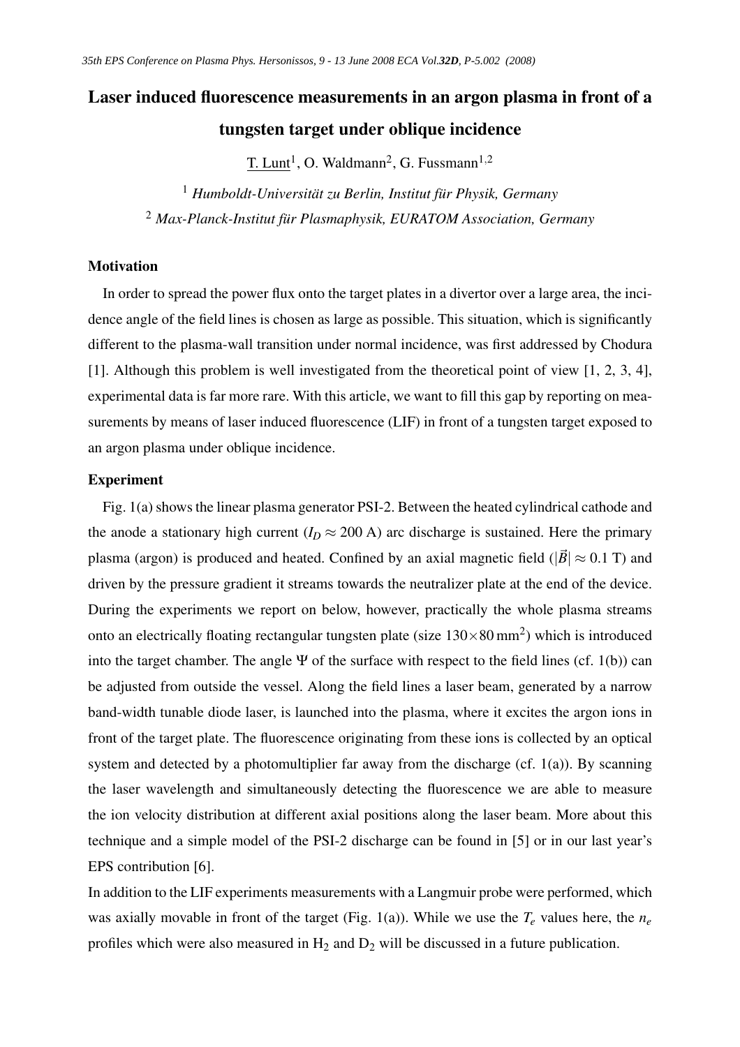# Laser induced fluorescence measurements in an argon plasma in front of a tungsten target under oblique incidence

T. Lunt[1], O. Waldmann[2], G. Fussmann[1,2]

[1] *Humboldt-Universität zu Berlin, Institut für Physik, Germany*

[2] *Max-Planck-Institut für Plasmaphysik, EURATOM Association, Germany*

## Motivation

In order to spread the power flux onto the target plates in a divertor over a large area, the incidence angle of the field lines is chosen as large as possible. This situation, which is significantly different to the plasma-wall transition under normal incidence, was first addressed by Chodura [1]. Although this problem is well investigated from the theoretical point of view [1, 2, 3, 4], experimental data is far more rare. With this article, we want to fill this gap by reporting on measurements by means of laser induced fluorescence (LIF) in front of a tungsten target exposed to an argon plasma under oblique incidence.

## Experiment

Fig. 1(a) shows the linear plasma generator PSI-2. Between the heated cylindrical cathode and the anode a stationary high current ($I_D \approx 200$ A) arc discharge is sustained. Here the primary plasma (argon) is produced and heated. Confined by an axial magnetic field ($|\vec{B}| \approx 0.1$ T) and driven by the pressure gradient it streams towards the neutralizer plate at the end of the device. During the experiments we report on below, however, practically the whole plasma streams onto an electrically floating rectangular tungsten plate (size $130 \times 80\,\text{mm}^2$) which is introduced into the target chamber. The angle $\Psi$ of the surface with respect to the field lines (cf. 1(b)) can be adjusted from outside the vessel. Along the field lines a laser beam, generated by a narrow band-width tunable diode laser, is launched into the plasma, where it excites the argon ions in front of the target plate. The fluorescence originating from these ions is collected by an optical system and detected by a photomultiplier far away from the discharge (cf. 1(a)). By scanning the laser wavelength and simultaneously detecting the fluorescence we are able to measure the ion velocity distribution at different axial positions along the laser beam. More about this technique and a simple model of the PSI-2 discharge can be found in [5] or in our last year's EPS contribution [6].

In addition to the LIF experiments measurements with a Langmuir probe were performed, which was axially movable in front of the target (Fig. 1(a)). While we use the $T_e$ values here, the $n_e$ profiles which were also measured in $H_2$ and $D_2$ will be discussed in a future publication.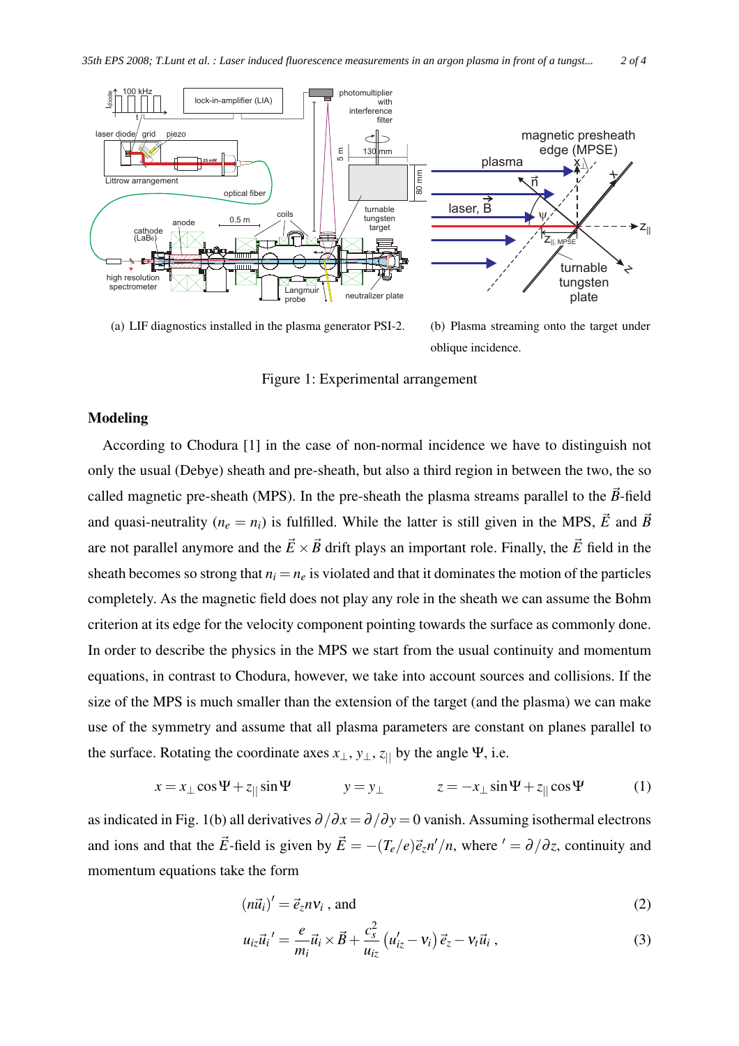(a) LIF diagnostics installed in the plasma generator PSI-2.

(b) Plasma streaming onto the target under oblique incidence.

Figure 1: Experimental arrangement

## Modeling

According to Chodura [1] in the case of non-normal incidence we have to distinguish not only the usual (Debye) sheath and pre-sheath, but also a third region in between the two, the so called magnetic pre-sheath (MPS). In the pre-sheath the plasma streams parallel to the $\vec{B}$-field and quasi-neutrality ($n_e = n_i$) is fulfilled. While the latter is still given in the MPS, $\vec{E}$ and $\vec{B}$ are not parallel anymore and the $\vec{E} \times \vec{B}$ drift plays an important role. Finally, the $\vec{E}$ field in the sheath becomes so strong that $n_i = n_e$ is violated and that it dominates the motion of the particles completely. As the magnetic field does not play any role in the sheath we can assume the Bohm criterion at its edge for the velocity component pointing towards the surface as commonly done. In order to describe the physics in the MPS we start from the usual continuity and momentum equations, in contrast to Chodura, however, we take into account sources and collisions. If the size of the MPS is much smaller than the extension of the target (and the plasma) we can make use of the symmetry and assume that all plasma parameters are constant on planes parallel to the surface. Rotating the coordinate axes $x_\perp$, $y_\perp$, $z_{||}$ by the angle $\Psi$, i.e.

$$x = x_\perp \cos\Psi + z_{||} \sin\Psi \qquad y = y_\perp \qquad z = -x_\perp \sin\Psi + z_{||} \cos\Psi \tag{1}$$

as indicated in Fig. 1(b) all derivatives $\partial/\partial x = \partial/\partial y = 0$ vanish. Assuming isothermal electrons and ions and that the $\vec{E}$-field is given by $\vec{E} = -(T_e/e)\vec{e}_z n'/n$, where $' = \partial/\partial z$, continuity and momentum equations take the form

$$(n\vec{u}_i)' = \vec{e}_z n \nu_i \text{ , and} \tag{2}$$

$$u_{iz}\vec{u}_i{}' = \frac{e}{m_i}\vec{u}_i \times \vec{B} + \frac{c_s^2}{u_{iz}}\left(u_{iz}' - \nu_i\right)\vec{e}_z - \nu_t \vec{u}_i \text{ ,} \tag{3}$$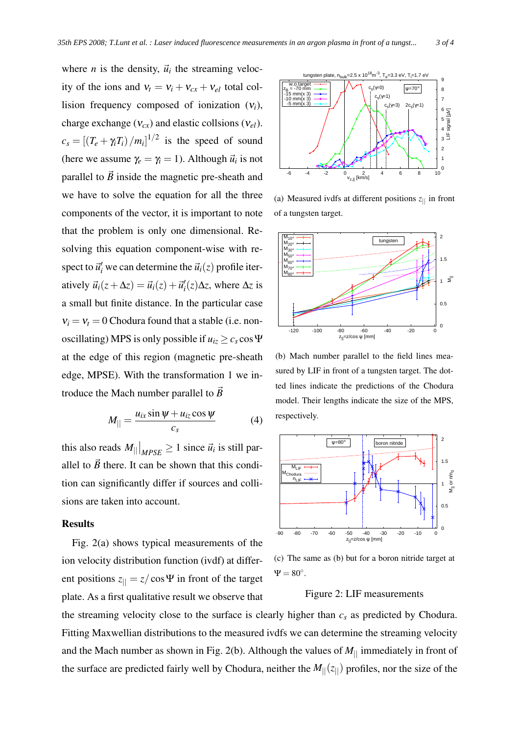where $n$ is the density, $\vec{u}_i$ the streaming velocity of the ions and $\nu_t = \nu_i + \nu_{cx} + \nu_{el}$ total collision frequency composed of ionization ($\nu_i$), charge exchange ($\nu_{cx}$) and elastic collsions ($\nu_{el}$). $c_s = [(T_e + \gamma_i T_i)/m_i]^{1/2}$ is the speed of sound (here we assume $\gamma_e = \gamma_i = 1$). Although $\vec{u}_i$ is not parallel to $\vec{B}$ inside the magnetic pre-sheath and we have to solve the equation for all the three components of the vector, it is important to note that the problem is only one dimensional. Resolving this equation component-wise with respect to $\vec{u}_i'$ we can determine the $\vec{u}_i(z)$ profile iteratively $\vec{u}_i(z + \Delta z) = \vec{u}_i(z) + \vec{u}_i'(z)\Delta z$, where $\Delta z$ is a small but finite distance. In the particular case $\nu_i = \nu_t = 0$ Chodura found that a stable (i.e. non-oscillating) MPS is only possible if $u_{iz} \geq c_s \cos\Psi$ at the edge of this region (magnetic pre-sheath edge, MPSE). With the transformation 1 we introduce the Mach number parallel to $\vec{B}$

$$M_{||} = \frac{u_{ix}\sin\psi + u_{iz}\cos\psi}{c_s} \tag{4}$$

this also reads $M_{||}\big|_{MPSE} \geq 1$ since $\vec{u}_i$ is still parallel to $\vec{B}$ there. It can be shown that this condition can significantly differ if sources and collisions are taken into account.

## Results

Fig. 2(a) shows typical measurements of the ion velocity distribution function (ivdf) at different positions $z_{||} = z/\cos\Psi$ in front of the target plate. As a first qualitative result we observe that the streaming velocity close to the surface is clearly higher than $c_s$ as predicted by Chodura. Fitting Maxwellian distributions to the measured ivdfs we can determine the streaming velocity and the Mach number as shown in Fig. 2(b). Although the values of $M_{||}$ immediately in front of the surface are predicted fairly well by Chodura, neither the $M_{||}(z_{||})$ profiles, nor the size of the

(a) Measured ivdfs at different positions $z_{||}$ in front of a tungsten target.

(b) Mach number parallel to the field lines measured by LIF in front of a tungsten target. The dotted lines indicate the predictions of the Chodura model. Their lengths indicate the size of the MPS, respectively.

(c) The same as (b) but for a boron nitride target at $\Psi = 80°$.

Figure 2: LIF measurements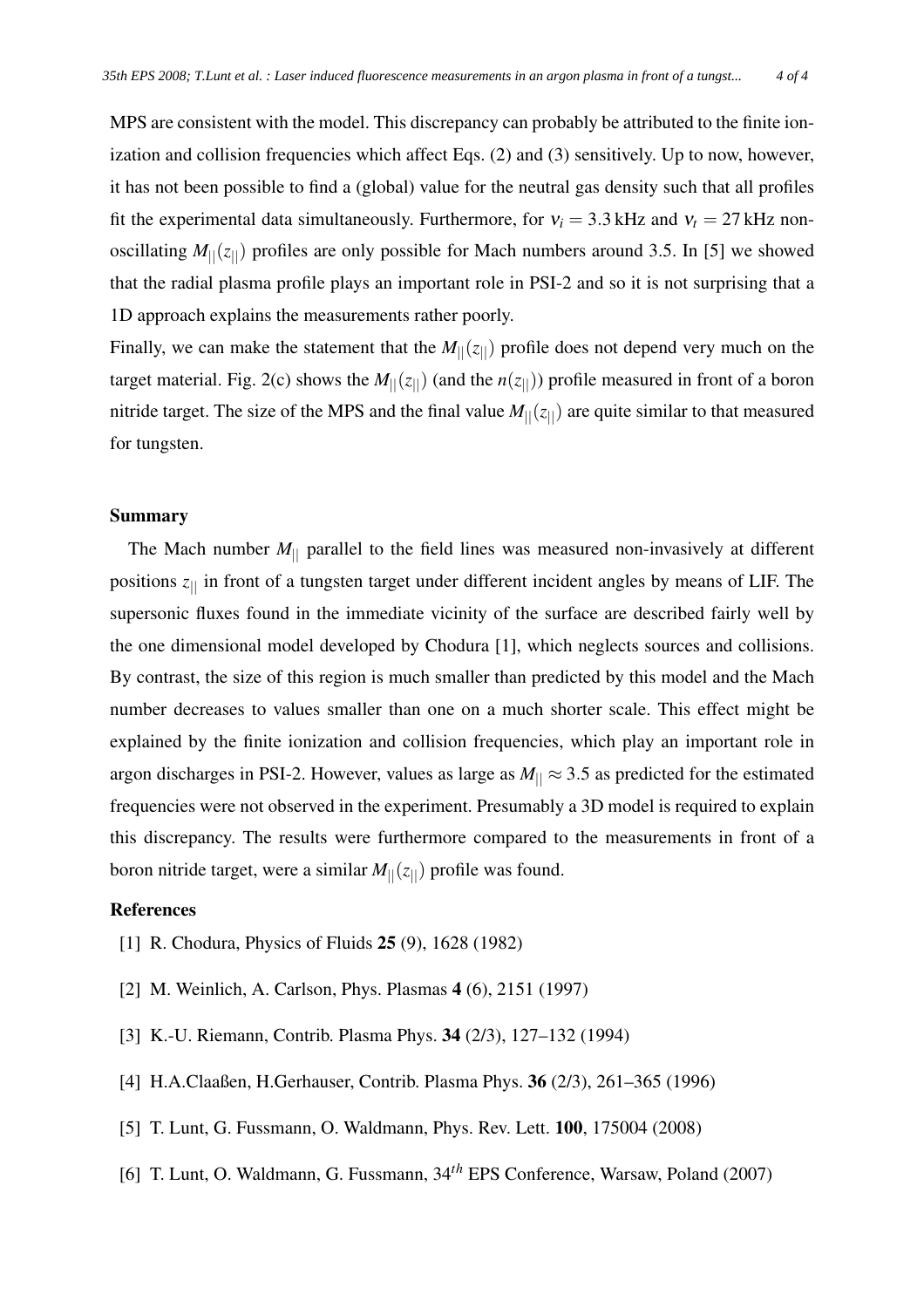MPS are consistent with the model. This discrepancy can probably be attributed to the finite ionization and collision frequencies which affect Eqs. (2) and (3) sensitively. Up to now, however, it has not been possible to find a (global) value for the neutral gas density such that all profiles fit the experimental data simultaneously. Furthermore, for $\nu_i = 3.3\,\text{kHz}$ and $\nu_t = 27\,\text{kHz}$ non-oscillating $M_{||}(z_{||})$ profiles are only possible for Mach numbers around 3.5. In [5] we showed that the radial plasma profile plays an important role in PSI-2 and so it is not surprising that a 1D approach explains the measurements rather poorly.

Finally, we can make the statement that the $M_{||}(z_{||})$ profile does not depend very much on the target material. Fig. 2(c) shows the $M_{||}(z_{||})$ (and the $n(z_{||})$) profile measured in front of a boron nitride target. The size of the MPS and the final value $M_{||}(z_{||})$ are quite similar to that measured for tungsten.

## Summary

The Mach number $M_{||}$ parallel to the field lines was measured non-invasively at different positions $z_{||}$ in front of a tungsten target under different incident angles by means of LIF. The supersonic fluxes found in the immediate vicinity of the surface are described fairly well by the one dimensional model developed by Chodura [1], which neglects sources and collisions. By contrast, the size of this region is much smaller than predicted by this model and the Mach number decreases to values smaller than one on a much shorter scale. This effect might be explained by the finite ionization and collision frequencies, which play an important role in argon discharges in PSI-2. However, values as large as $M_{||} \approx 3.5$ as predicted for the estimated frequencies were not observed in the experiment. Presumably a 3D model is required to explain this discrepancy. The results were furthermore compared to the measurements in front of a boron nitride target, were a similar $M_{||}(z_{||})$ profile was found.

## References

[1] R. Chodura, Physics of Fluids **25** (9), 1628 (1982)

[2] M. Weinlich, A. Carlson, Phys. Plasmas **4** (6), 2151 (1997)

[3] K.-U. Riemann, Contrib. Plasma Phys. **34** (2/3), 127–132 (1994)

[4] H.A.Claaßen, H.Gerhauser, Contrib. Plasma Phys. **36** (2/3), 261–365 (1996)

[5] T. Lunt, G. Fussmann, O. Waldmann, Phys. Rev. Lett. **100**, 175004 (2008)

[6] T. Lunt, O. Waldmann, G. Fussmann, $34^{th}$ EPS Conference, Warsaw, Poland (2007)